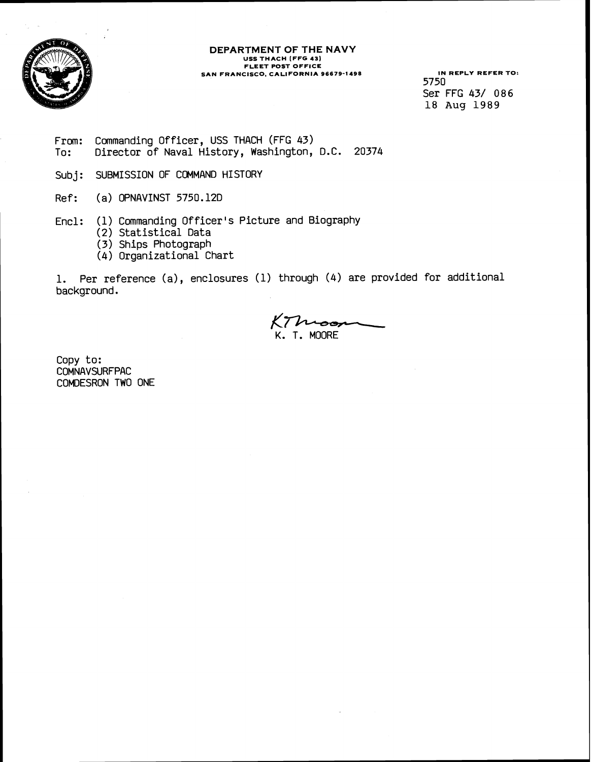**DEPARTMENT OF THE NAVY**
USS THACH (FFG 43)
FLEET POST OFFICE
SAN FRANCISCO, CALIFORNIA 96679-1498

IN REPLY REFER TO:
5750
Ser FFG 43/ 086
18 Aug 1989

From: Commanding Officer, USS THACH (FFG 43)
To: Director of Naval History, Washington, D.C. 20374

Subj: SUBMISSION OF COMMAND HISTORY

Ref: (a) OPNAVINST 5750.12D

Encl: (1) Commanding Officer's Picture and Biography
(2) Statistical Data
(3) Ships Photograph
(4) Organizational Chart

1. Per reference (a), enclosures (1) through (4) are provided for additional background.

K. T. MOORE

Copy to:
COMNAVSURFPAC
COMDESRON TWO ONE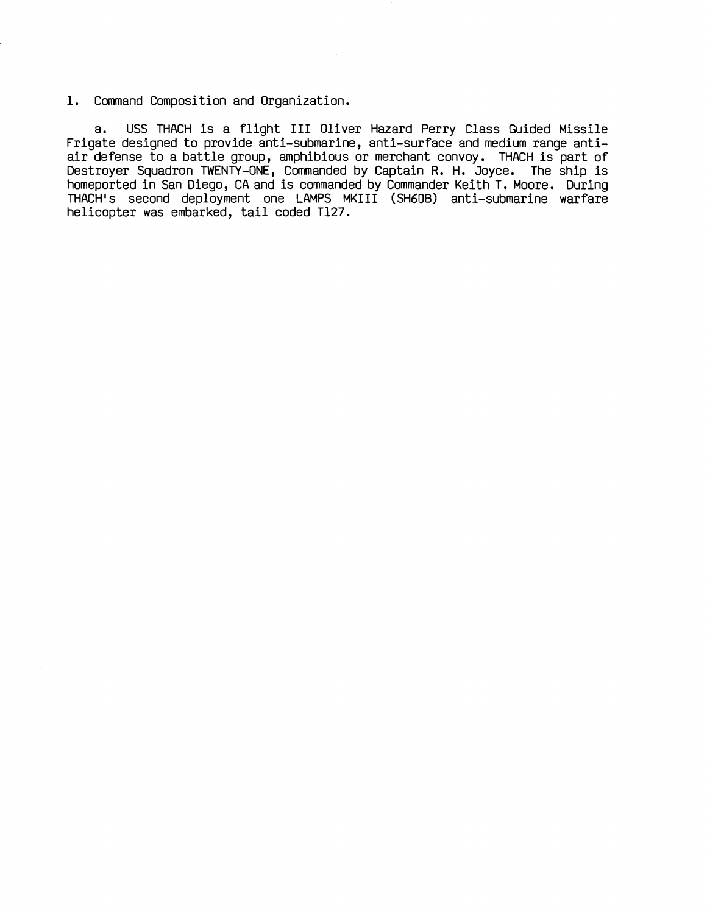1. Command Composition and Organization.

a. USS THACH is a flight III Oliver Hazard Perry Class Guided Missile Frigate designed to provide anti-submarine, anti-surface and medium range anti-air defense to a battle group, amphibious or merchant convoy. THACH is part of Destroyer Squadron TWENTY-ONE, Commanded by Captain R. H. Joyce. The ship is homeported in San Diego, CA and is commanded by Commander Keith T. Moore. During THACH's second deployment one LAMPS MKIII (SH60B) anti-submarine warfare helicopter was embarked, tail coded T127.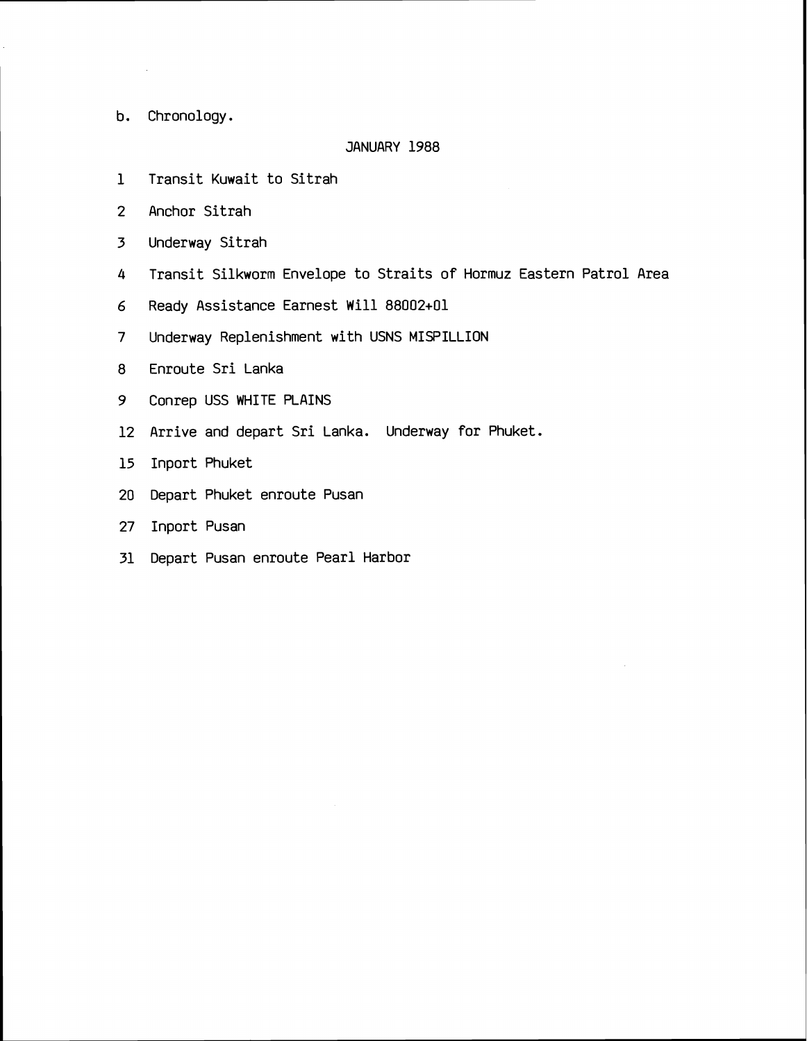b. Chronology.

JANUARY 1988

1 Transit Kuwait to Sitrah

2 Anchor Sitrah

3 Underway Sitrah

4 Transit Silkworm Envelope to Straits of Hormuz Eastern Patrol Area

6 Ready Assistance Earnest Will 88002+01

7 Underway Replenishment with USNS MISPILLION

8 Enroute Sri Lanka

9 Conrep USS WHITE PLAINS

12 Arrive and depart Sri Lanka. Underway for Phuket.

15 Inport Phuket

20 Depart Phuket enroute Pusan

27 Inport Pusan

31 Depart Pusan enroute Pearl Harbor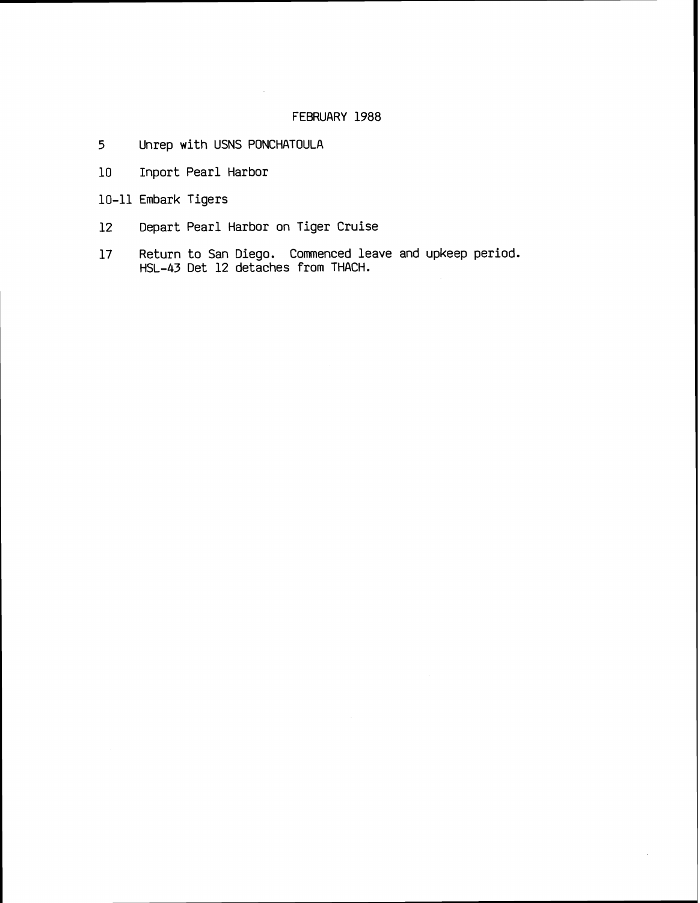FEBRUARY 1988

5 Unrep with USNS PONCHATOULA

10 Inport Pearl Harbor

10-11 Embark Tigers

12 Depart Pearl Harbor on Tiger Cruise

17 Return to San Diego. Commenced leave and upkeep period. HSL-43 Det 12 detaches from THACH.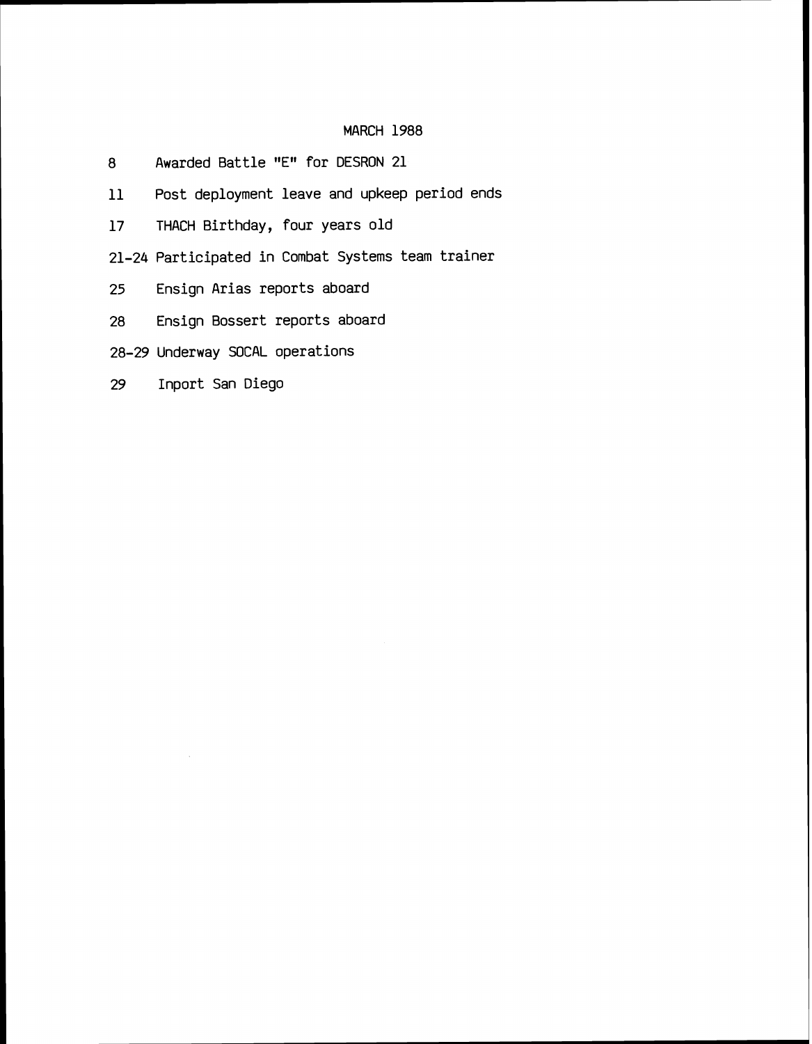# MARCH 1988

8 Awarded Battle "E" for DESRON 21

11 Post deployment leave and upkeep period ends

17 THACH Birthday, four years old

21-24 Participated in Combat Systems team trainer

25 Ensign Arias reports aboard

28 Ensign Bossert reports aboard

28-29 Underway SOCAL operations

29 Inport San Diego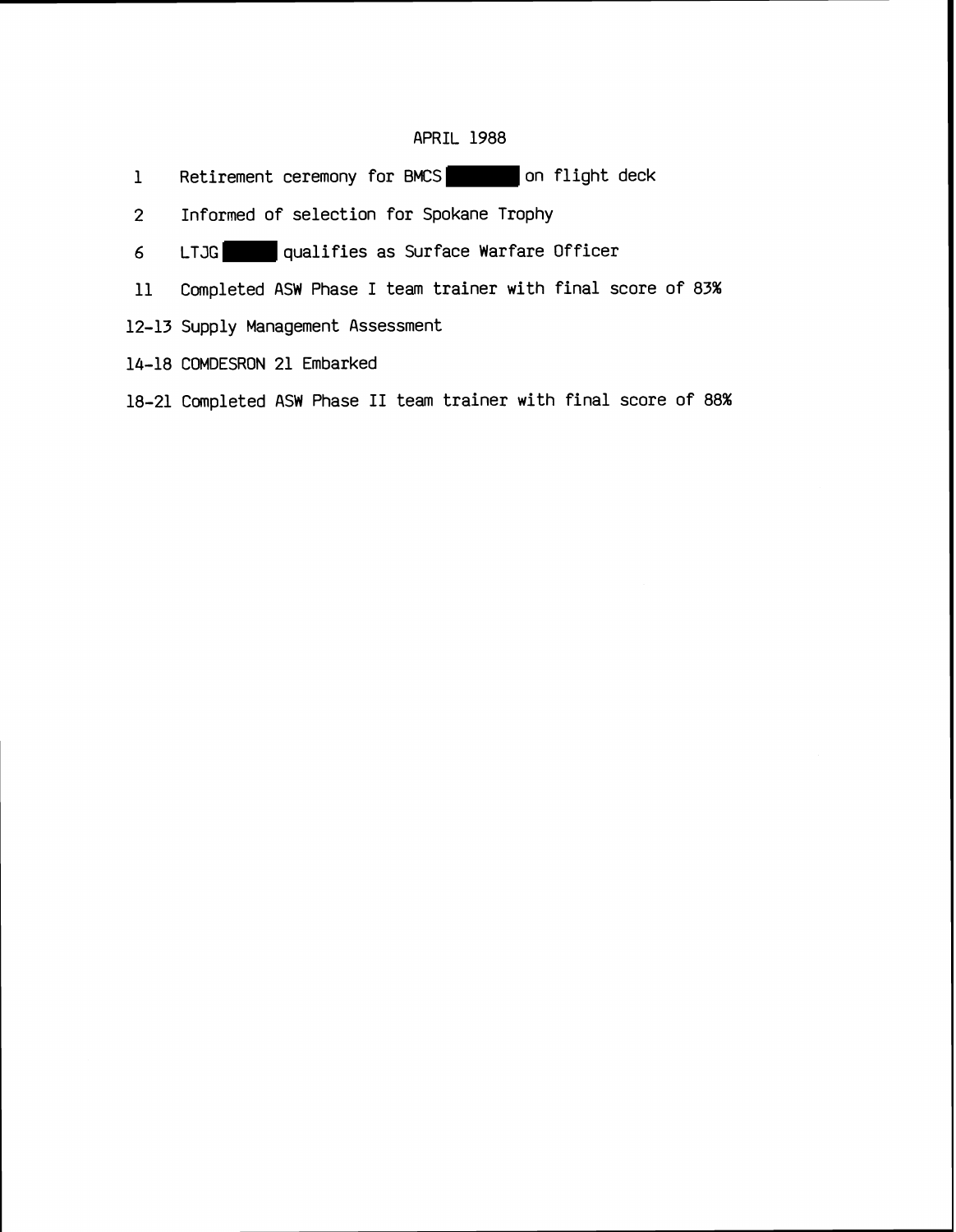## APRIL 1988

1 Retirement ceremony for BMCS ██████ on flight deck

2 Informed of selection for Spokane Trophy

6 LTJG █████ qualifies as Surface Warfare Officer

11 Completed ASW Phase I team trainer with final score of 83%

12-13 Supply Management Assessment

14-18 COMDESRON 21 Embarked

18-21 Completed ASW Phase II team trainer with final score of 88%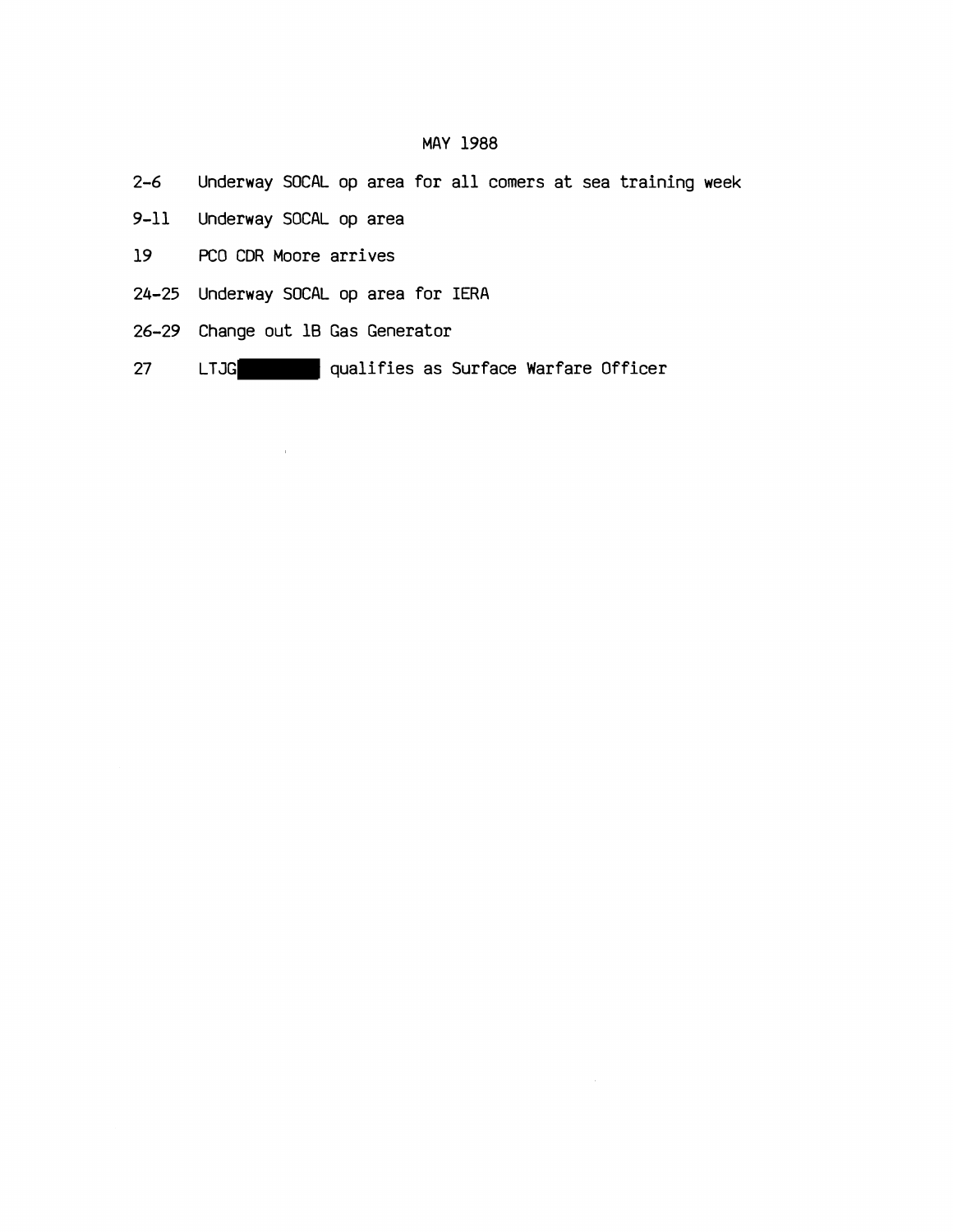## MAY 1988

| | |
|---|---|
| 2-6 | Underway SOCAL op area for all comers at sea training week |
| 9-11 | Underway SOCAL op area |
| 19 | PCO CDR Moore arrives |
| 24-25 | Underway SOCAL op area for IERA |
| 26-29 | Change out 1B Gas Generator |
| 27 | LTJG ██████ qualifies as Surface Warfare Officer |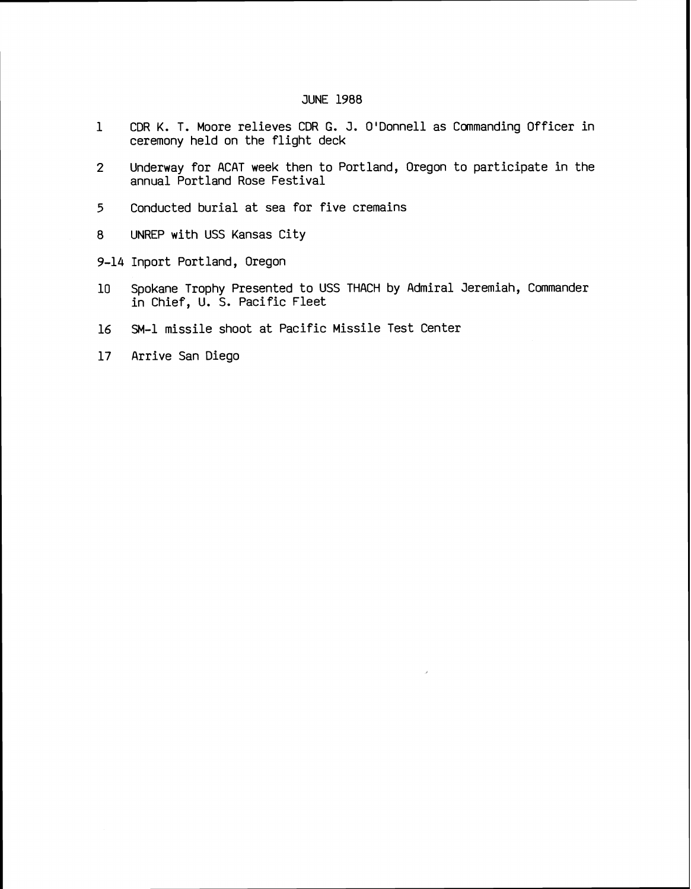# JUNE 1988

1 CDR K. T. Moore relieves CDR G. J. O'Donnell as Commanding Officer in ceremony held on the flight deck

2 Underway for ACAT week then to Portland, Oregon to participate in the annual Portland Rose Festival

5 Conducted burial at sea for five cremains

8 UNREP with USS Kansas City

9-14 Inport Portland, Oregon

10 Spokane Trophy Presented to USS THACH by Admiral Jeremiah, Commander in Chief, U. S. Pacific Fleet

16 SM-1 missile shoot at Pacific Missile Test Center

17 Arrive San Diego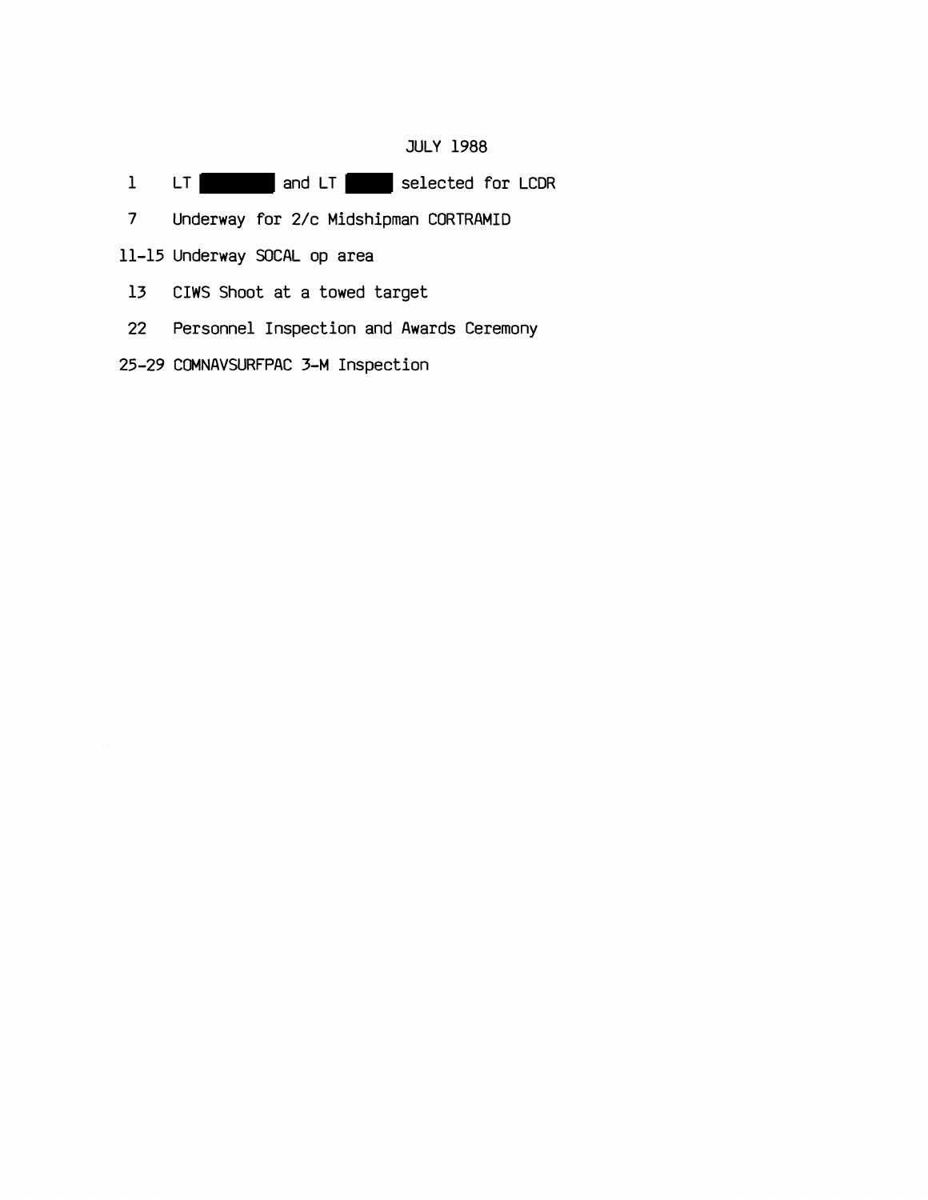## JULY 1988

| | |
|---|---|
| 1 | LT ███ and LT ███ selected for LCDR |
| 7 | Underway for 2/c Midshipman CORTRAMID |
| 11-15 | Underway SOCAL op area |
| 13 | CIWS Shoot at a towed target |
| 22 | Personnel Inspection and Awards Ceremony |
| 25-29 | COMNAVSURFPAC 3-M Inspection |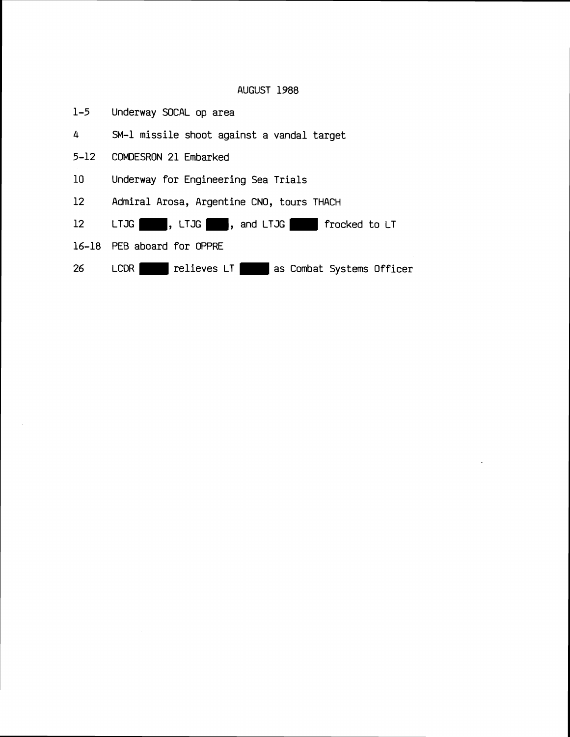# AUGUST 1988

| | |
|---|---|
| 1-5 | Underway SOCAL op area |
| 4 | SM-1 missile shoot against a vandal target |
| 5-12 | COMDESRON 21 Embarked |
| 10 | Underway for Engineering Sea Trials |
| 12 | Admiral Arosa, Argentine CNO, tours THACH |
| 12 | LTJG ████, LTJG ███, and LTJG ████ frocked to LT |
| 16-18 | PEB aboard for OPPRE |
| 26 | LCDR ████ relieves LT ████ as Combat Systems Officer |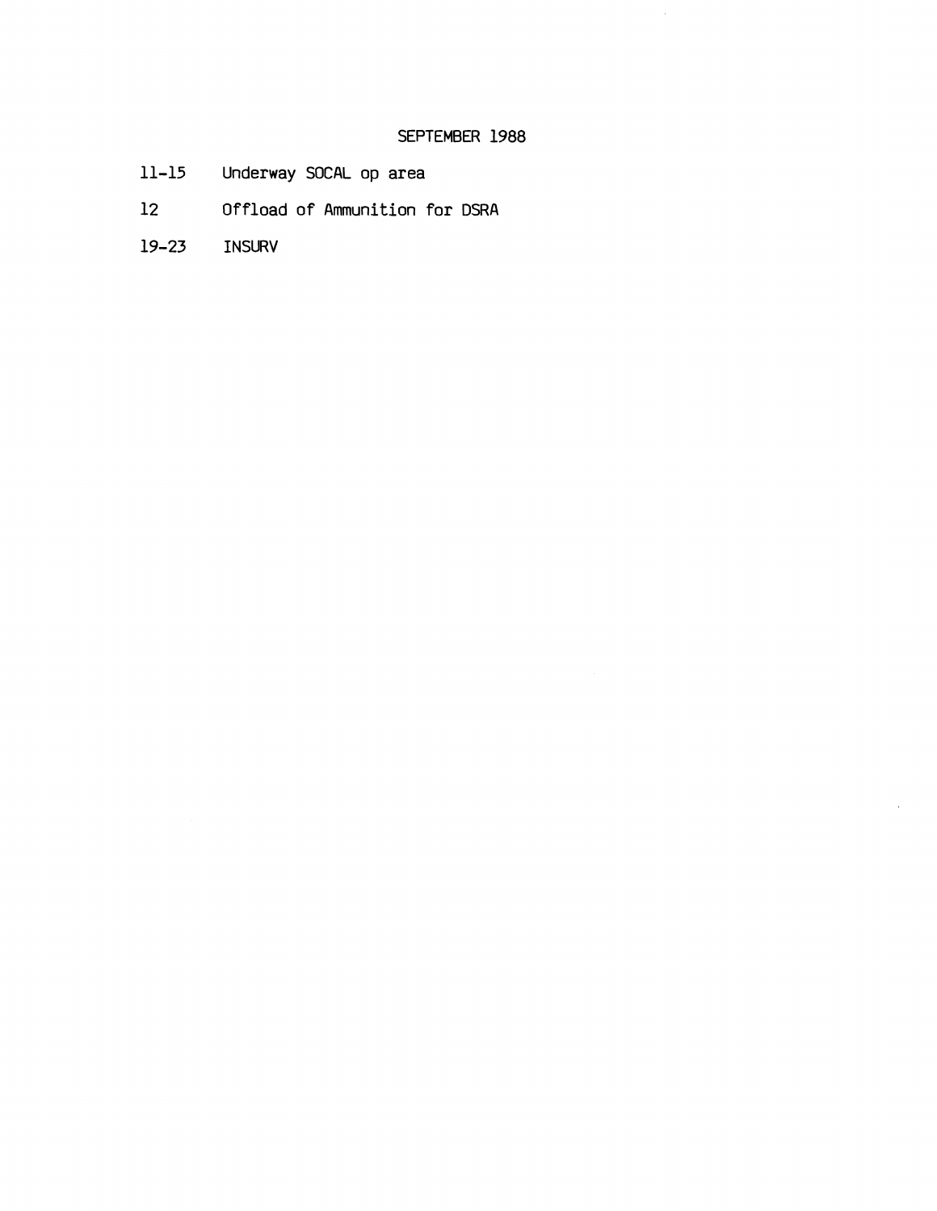## SEPTEMBER 1988

| | |
|---|---|
| 11-15 | Underway SOCAL op area |
| 12 | Offload of Ammunition for DSRA |
| 19-23 | INSURV |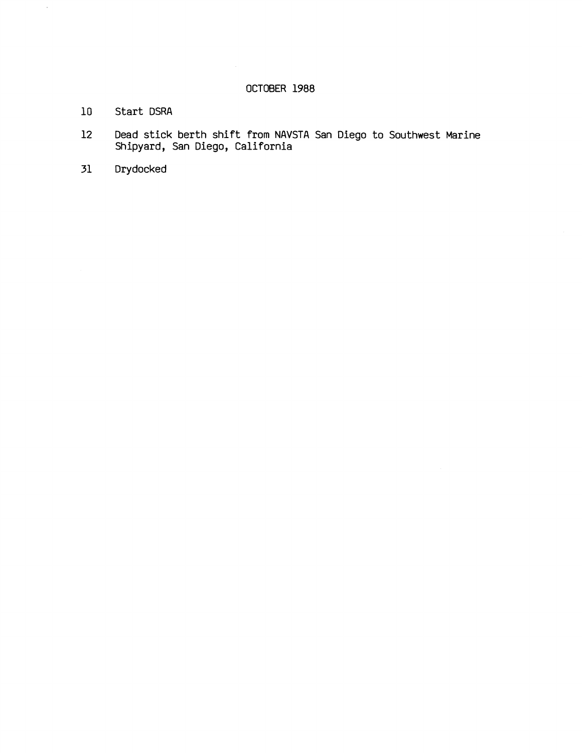# OCTOBER 1988

10 Start DSRA

12 Dead stick berth shift from NAVSTA San Diego to Southwest Marine Shipyard, San Diego, California

31 Drydocked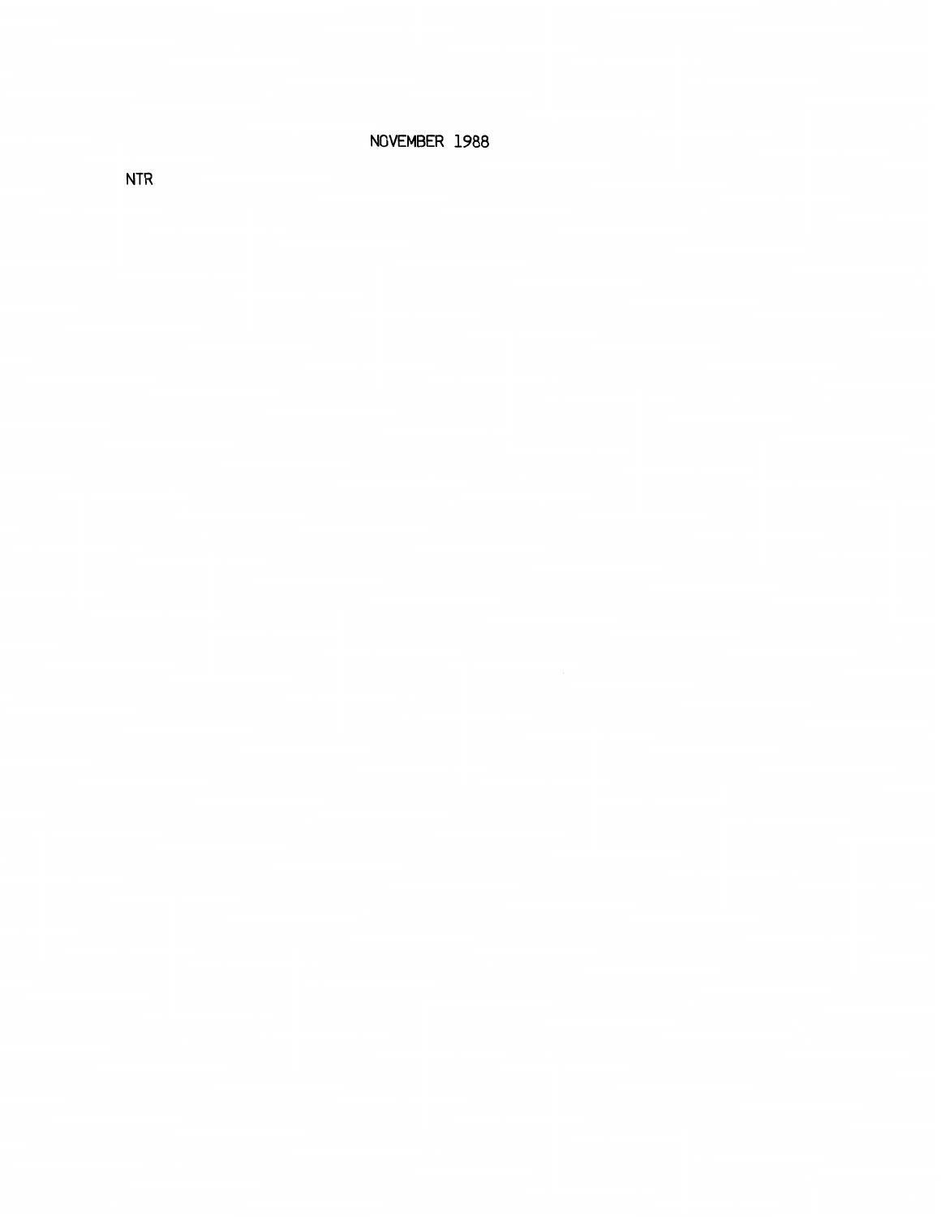NOVEMBER 1988

NTR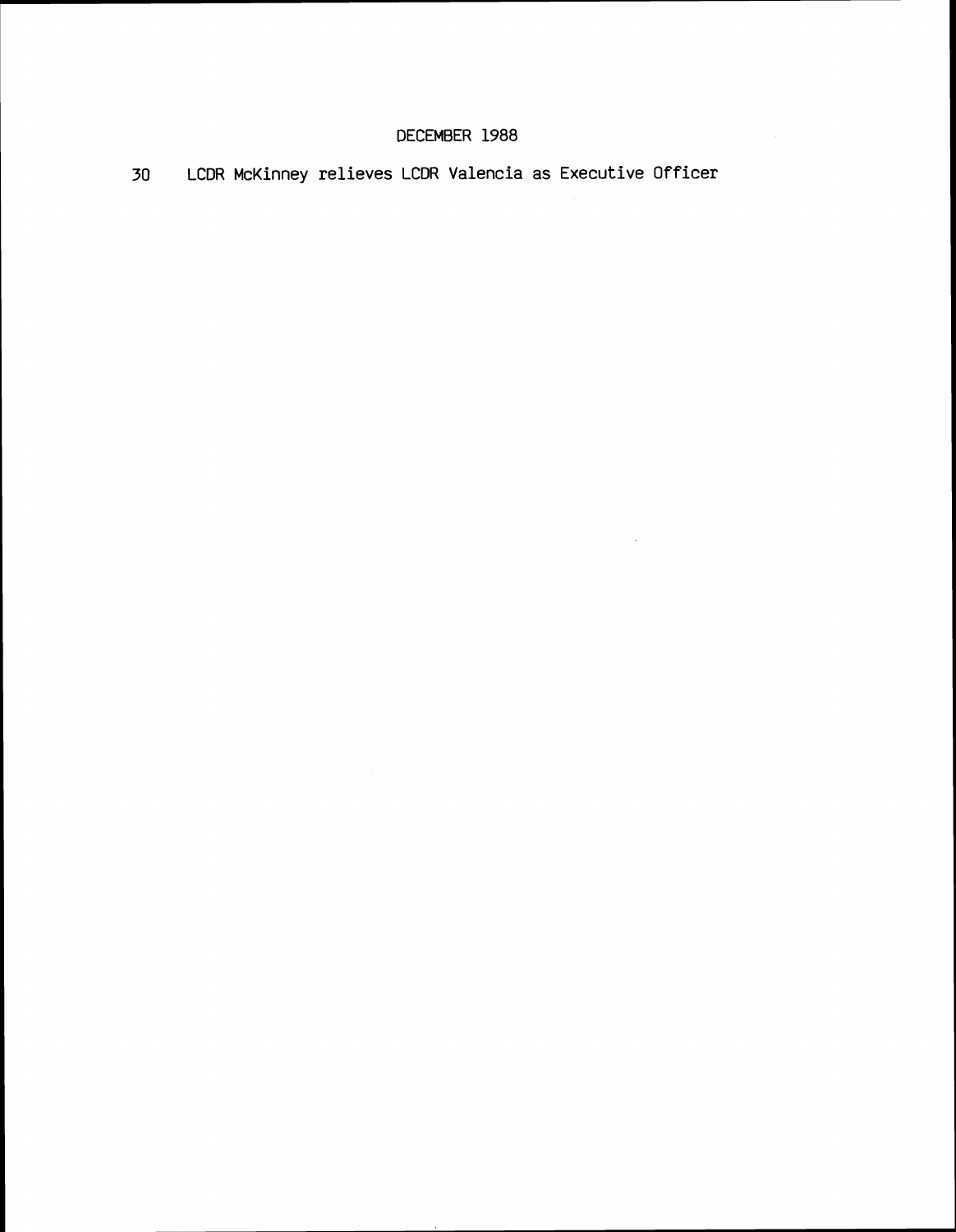## DECEMBER 1988

30 LCDR McKinney relieves LCDR Valencia as Executive Officer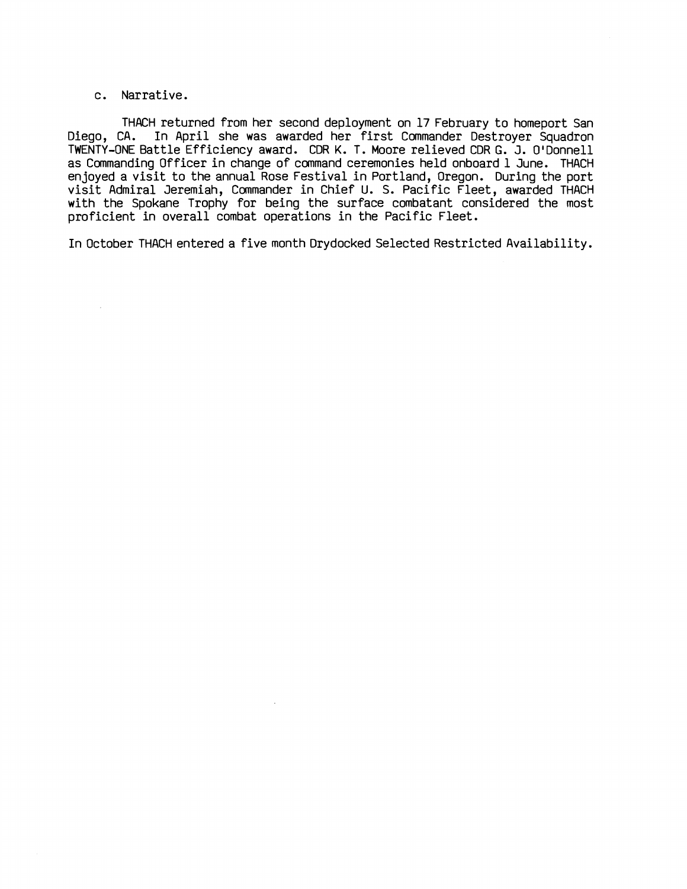c. Narrative.

THACH returned from her second deployment on 17 February to homeport San Diego, CA. In April she was awarded her first Commander Destroyer Squadron TWENTY-ONE Battle Efficiency award. CDR K. T. Moore relieved CDR G. J. O'Donnell as Commanding Officer in change of command ceremonies held onboard 1 June. THACH enjoyed a visit to the annual Rose Festival in Portland, Oregon. During the port visit Admiral Jeremiah, Commander in Chief U. S. Pacific Fleet, awarded THACH with the Spokane Trophy for being the surface combatant considered the most proficient in overall combat operations in the Pacific Fleet.

In October THACH entered a five month Drydocked Selected Restricted Availability.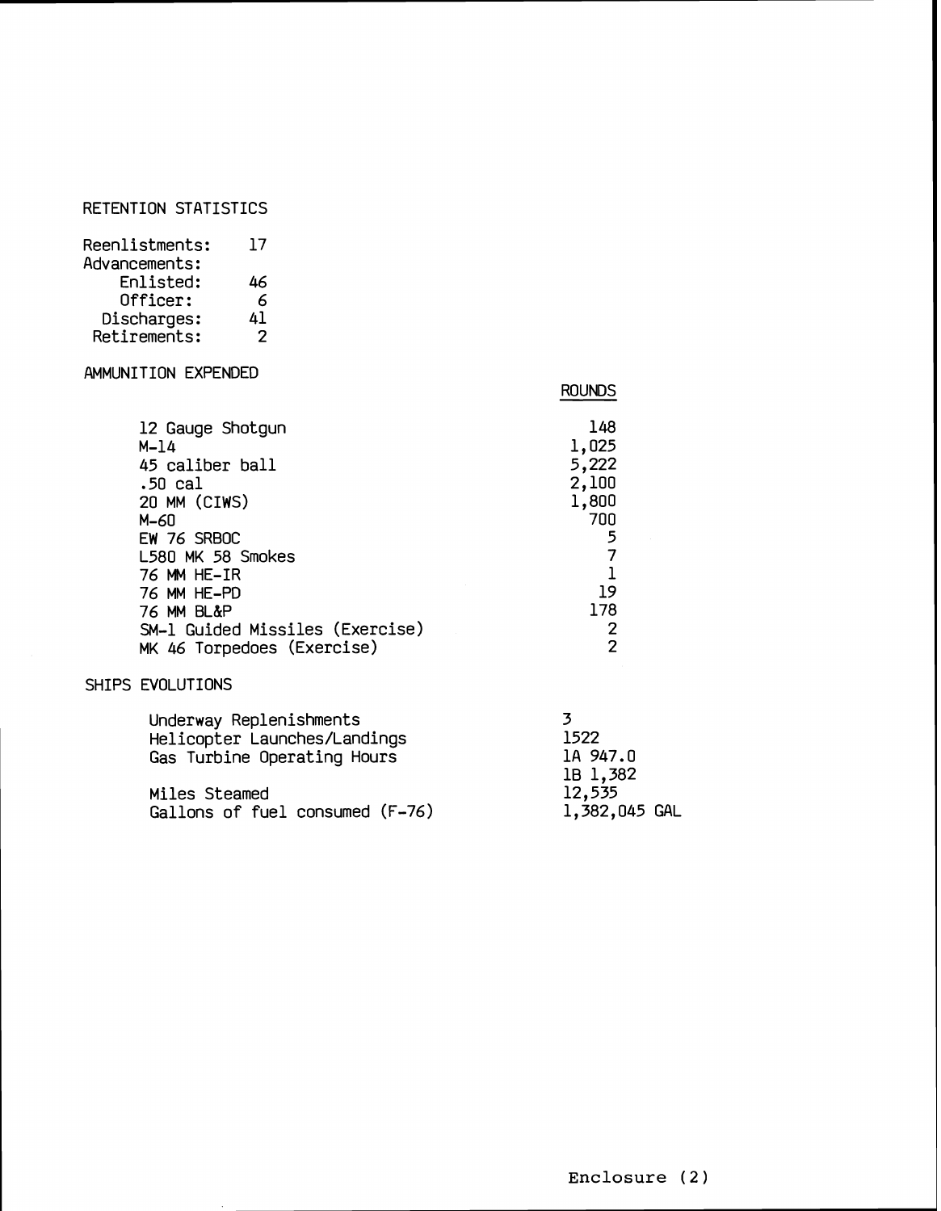## RETENTION STATISTICS

| | |
|---|---|
| Reenlistments: | 17 |
| Advancements: | |
| Enlisted: | 46 |
| Officer: | 6 |
| Discharges: | 41 |
| Retirements: | 2 |

## AMMUNITION EXPENDED

| | ROUNDS |
|---|---|
| 12 Gauge Shotgun | 148 |
| M-14 | 1,025 |
| 45 caliber ball | 5,222 |
| .50 cal | 2,100 |
| 20 MM (CIWS) | 1,800 |
| M-60 | 700 |
| EW 76 SRBOC | 5 |
| L580 MK 58 Smokes | 7 |
| 76 MM HE-IR | 1 |
| 76 MM HE-PD | 19 |
| 76 MM BL&P | 178 |
| SM-1 Guided Missiles (Exercise) | 2 |
| MK 46 Torpedoes (Exercise) | 2 |

## SHIPS EVOLUTIONS

| | |
|---|---|
| Underway Replenishments | 3 |
| Helicopter Launches/Landings | 1522 |
| Gas Turbine Operating Hours | 1A 947.0 |
| | 1B 1,382 |
| Miles Steamed | 12,535 |
| Gallons of fuel consumed (F-76) | 1,382,045 GAL |

Enclosure (2)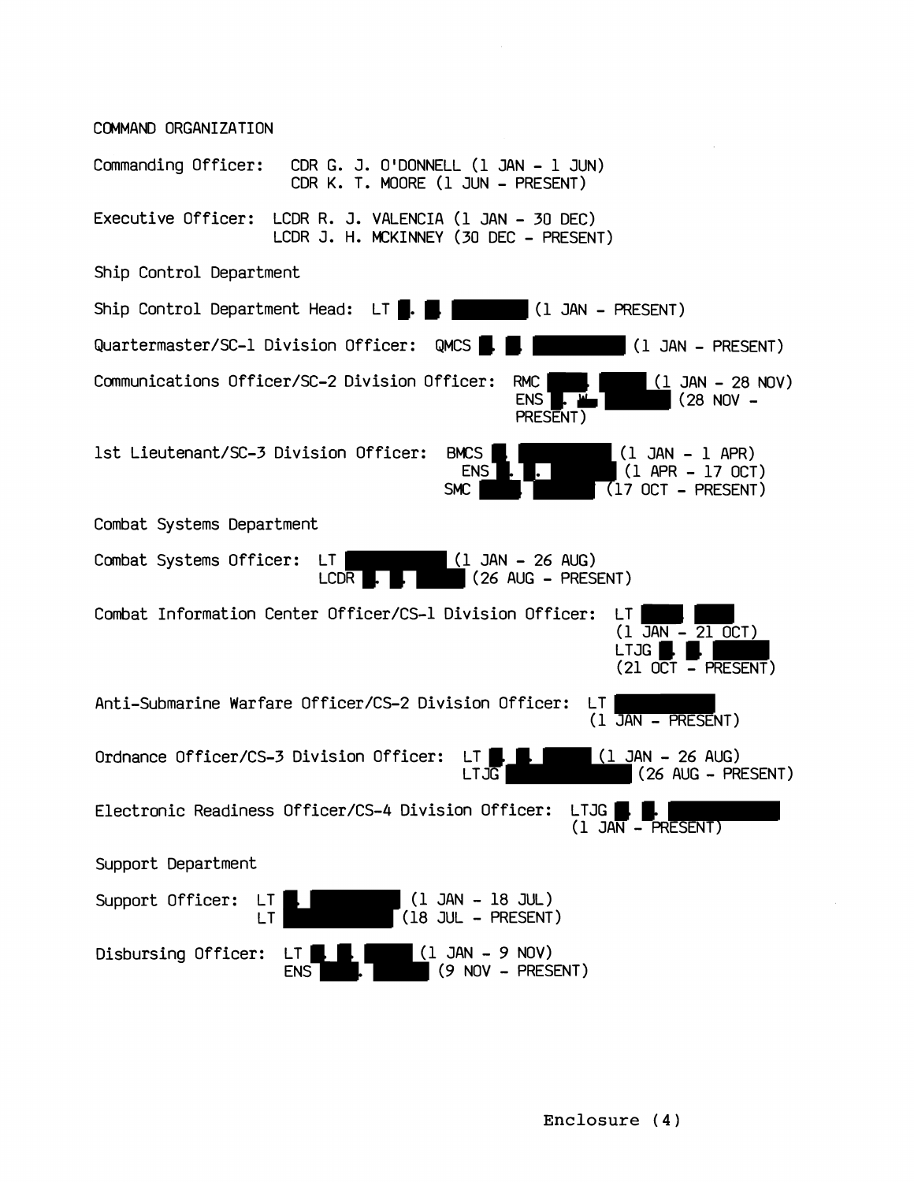COMMAND ORGANIZATION

Commanding Officer: CDR G. J. O'DONNELL (1 JAN - 1 JUN)
CDR K. T. MOORE (1 JUN - PRESENT)

Executive Officer: LCDR R. J. VALENCIA (1 JAN - 30 DEC)
LCDR J. H. MCKINNEY (30 DEC - PRESENT)

Ship Control Department

Ship Control Department Head: LT (1 JAN - PRESENT)

Quartermaster/SC-1 Division Officer: QMCS (1 JAN - PRESENT)

Communications Officer/SC-2 Division Officer: RMC (1 JAN - 28 NOV)
ENS (28 NOV - PRESENT)

1st Lieutenant/SC-3 Division Officer: BMCS (1 JAN - 1 APR)
ENS (1 APR - 17 OCT)
SMC (17 OCT - PRESENT)

Combat Systems Department

Combat Systems Officer: LT (1 JAN - 26 AUG)
LCDR (26 AUG - PRESENT)

Combat Information Center Officer/CS-1 Division Officer: LT (1 JAN - 21 OCT)
LTJG (21 OCT - PRESENT)

Anti-Submarine Warfare Officer/CS-2 Division Officer: LT (1 JAN - PRESENT)

Ordnance Officer/CS-3 Division Officer: LT (1 JAN - 26 AUG)
LTJG (26 AUG - PRESENT)

Electronic Readiness Officer/CS-4 Division Officer: LTJG (1 JAN - PRESENT)

Support Department

Support Officer: LT (1 JAN - 18 JUL)
LT (18 JUL - PRESENT)

Disbursing Officer: LT (1 JAN - 9 NOV)
ENS (9 NOV - PRESENT)

Enclosure (4)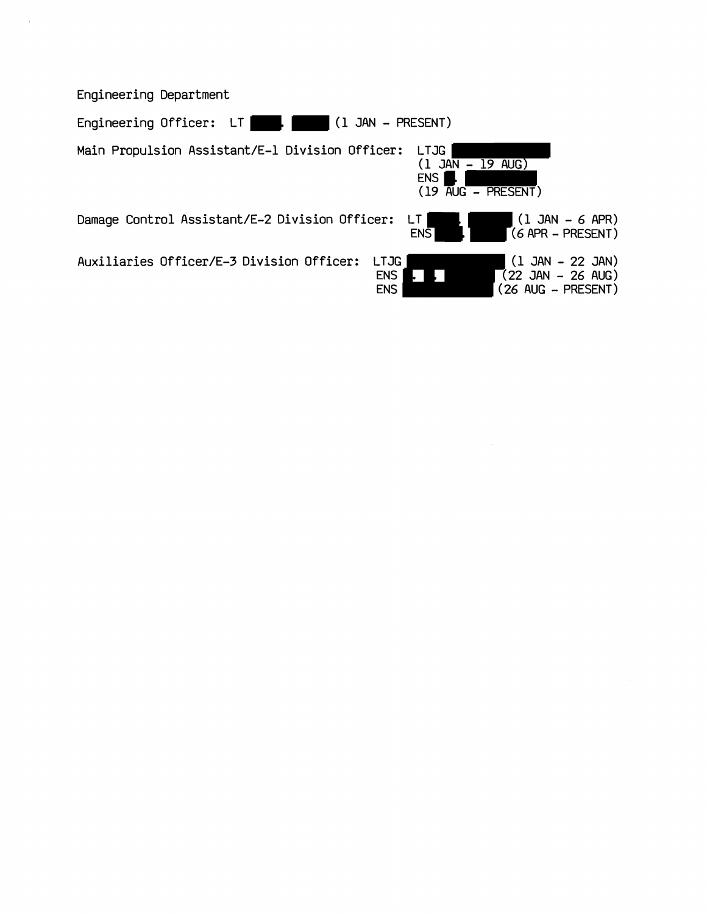Engineering Department

Engineering Officer: LT ███. ████ (1 JAN - PRESENT)

Main Propulsion Assistant/E-1 Division Officer: LTJG ████████
(1 JAN - 19 AUG)
ENS █. ██████
(19 AUG - PRESENT)

Damage Control Assistant/E-2 Division Officer: LT ███. ████ (1 JAN - 6 APR)
ENS ███. ████ (6 APR - PRESENT)

Auxiliaries Officer/E-3 Division Officer: LTJG ████████ (1 JAN - 22 JAN)
ENS █. █. ████ (22 JAN - 26 AUG)
ENS ████████ (26 AUG - PRESENT)